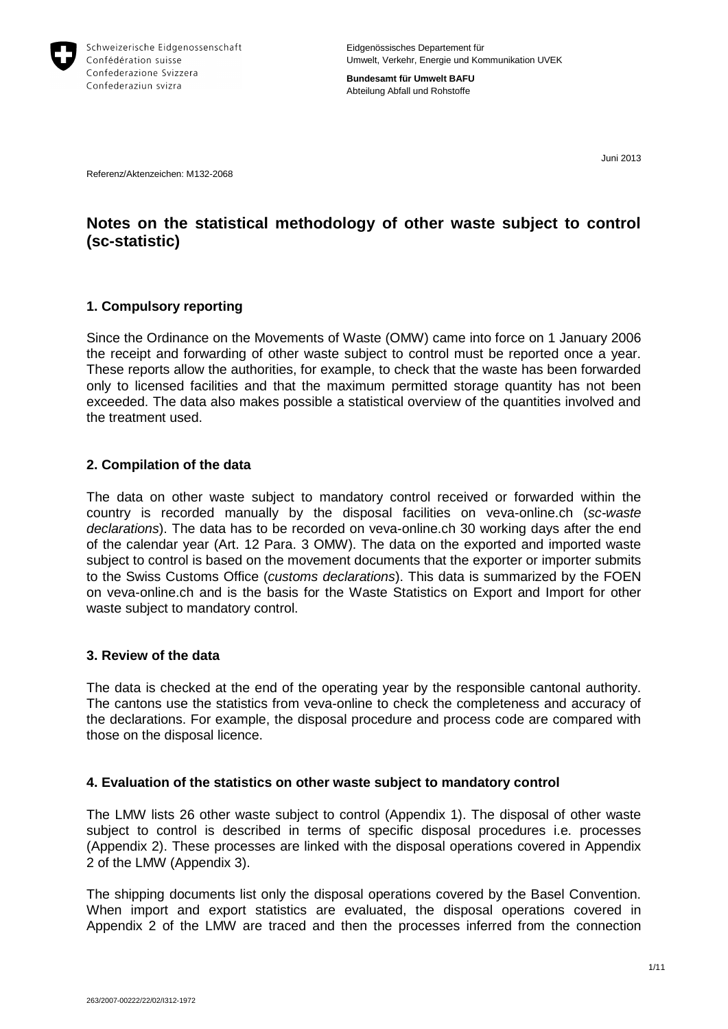Schweizerische Eidgenossenschaft
Confédération suisse
Confederazione Svizzera
Confederaziun svizra

Eidgenössisches Departement für Umwelt, Verkehr, Energie und Kommunikation UVEK

**Bundesamt für Umwelt BAFU**
Abteilung Abfall und Rohstoffe

Juni 2013

Referenz/Aktenzeichen: M132-2068

# Notes on the statistical methodology of other waste subject to control (sc-statistic)

## 1. Compulsory reporting

Since the Ordinance on the Movements of Waste (OMW) came into force on 1 January 2006 the receipt and forwarding of other waste subject to control must be reported once a year. These reports allow the authorities, for example, to check that the waste has been forwarded only to licensed facilities and that the maximum permitted storage quantity has not been exceeded. The data also makes possible a statistical overview of the quantities involved and the treatment used.

## 2. Compilation of the data

The data on other waste subject to mandatory control received or forwarded within the country is recorded manually by the disposal facilities on veva-online.ch (*sc-waste declarations*). The data has to be recorded on veva-online.ch 30 working days after the end of the calendar year (Art. 12 Para. 3 OMW). The data on the exported and imported waste subject to control is based on the movement documents that the exporter or importer submits to the Swiss Customs Office (*customs declarations*). This data is summarized by the FOEN on veva-online.ch and is the basis for the Waste Statistics on Export and Import for other waste subject to mandatory control.

## 3. Review of the data

The data is checked at the end of the operating year by the responsible cantonal authority. The cantons use the statistics from veva-online to check the completeness and accuracy of the declarations. For example, the disposal procedure and process code are compared with those on the disposal licence.

## 4. Evaluation of the statistics on other waste subject to mandatory control

The LMW lists 26 other waste subject to control (Appendix 1). The disposal of other waste subject to control is described in terms of specific disposal procedures i.e. processes (Appendix 2). These processes are linked with the disposal operations covered in Appendix 2 of the LMW (Appendix 3).

The shipping documents list only the disposal operations covered by the Basel Convention. When import and export statistics are evaluated, the disposal operations covered in Appendix 2 of the LMW are traced and then the processes inferred from the connection

263/2007-00222/22/02/I312-1972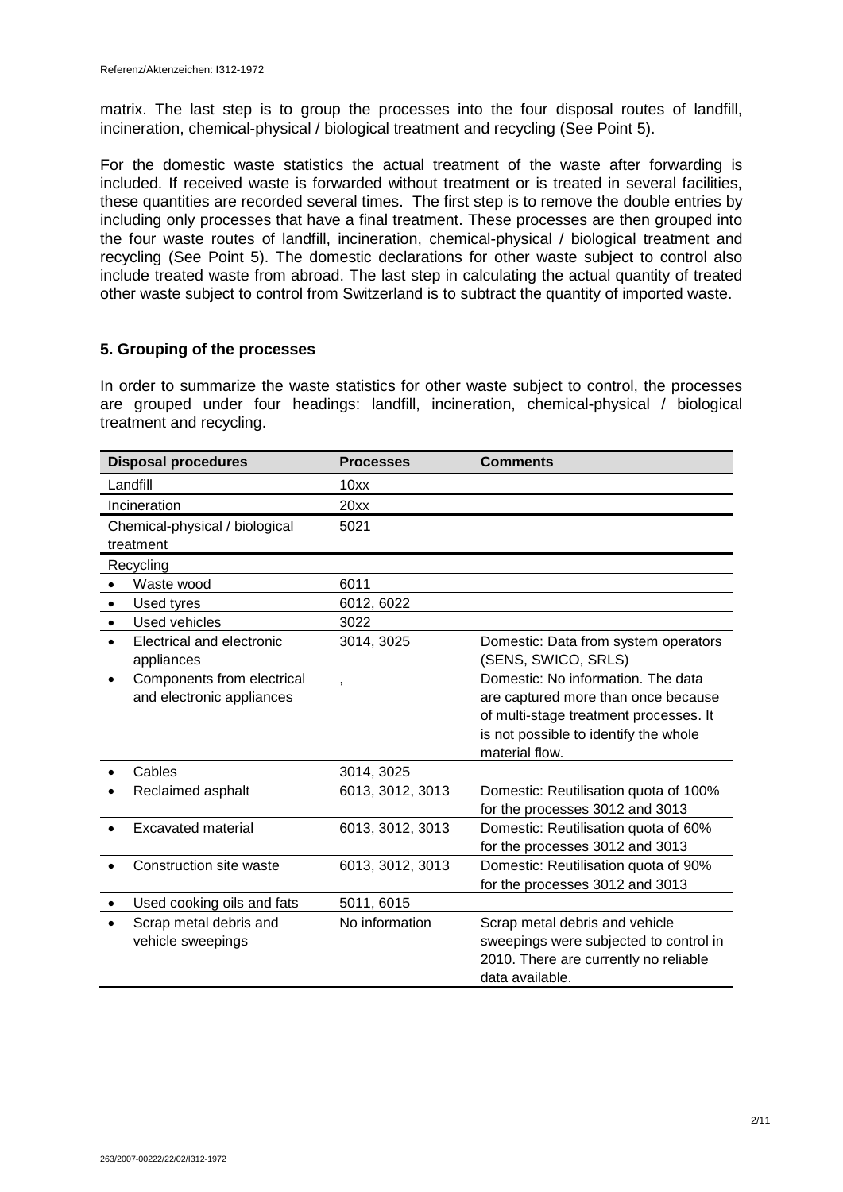matrix. The last step is to group the processes into the four disposal routes of landfill, incineration, chemical-physical / biological treatment and recycling (See Point 5).

For the domestic waste statistics the actual treatment of the waste after forwarding is included. If received waste is forwarded without treatment or is treated in several facilities, these quantities are recorded several times. The first step is to remove the double entries by including only processes that have a final treatment. These processes are then grouped into the four waste routes of landfill, incineration, chemical-physical / biological treatment and recycling (See Point 5). The domestic declarations for other waste subject to control also include treated waste from abroad. The last step in calculating the actual quantity of treated other waste subject to control from Switzerland is to subtract the quantity of imported waste.

## 5. Grouping of the processes

In order to summarize the waste statistics for other waste subject to control, the processes are grouped under four headings: landfill, incineration, chemical-physical / biological treatment and recycling.

| Disposal procedures | Processes | Comments |
|---|---|---|
| Landfill | 10xx | |
| Incineration | 20xx | |
| Chemical-physical / biological treatment | 5021 | |
| Recycling | | |
| • Waste wood | 6011 | |
| • Used tyres | 6012, 6022 | |
| • Used vehicles | 3022 | |
| • Electrical and electronic appliances | 3014, 3025 | Domestic: Data from system operators (SENS, SWICO, SRLS) |
| • Components from electrical and electronic appliances | , | Domestic: No information. The data are captured more than once because of multi-stage treatment processes. It is not possible to identify the whole material flow. |
| • Cables | 3014, 3025 | |
| • Reclaimed asphalt | 6013, 3012, 3013 | Domestic: Reutilisation quota of 100% for the processes 3012 and 3013 |
| • Excavated material | 6013, 3012, 3013 | Domestic: Reutilisation quota of 60% for the processes 3012 and 3013 |
| • Construction site waste | 6013, 3012, 3013 | Domestic: Reutilisation quota of 90% for the processes 3012 and 3013 |
| • Used cooking oils and fats | 5011, 6015 | |
| • Scrap metal debris and vehicle sweepings | No information | Scrap metal debris and vehicle sweepings were subjected to control in 2010. There are currently no reliable data available. |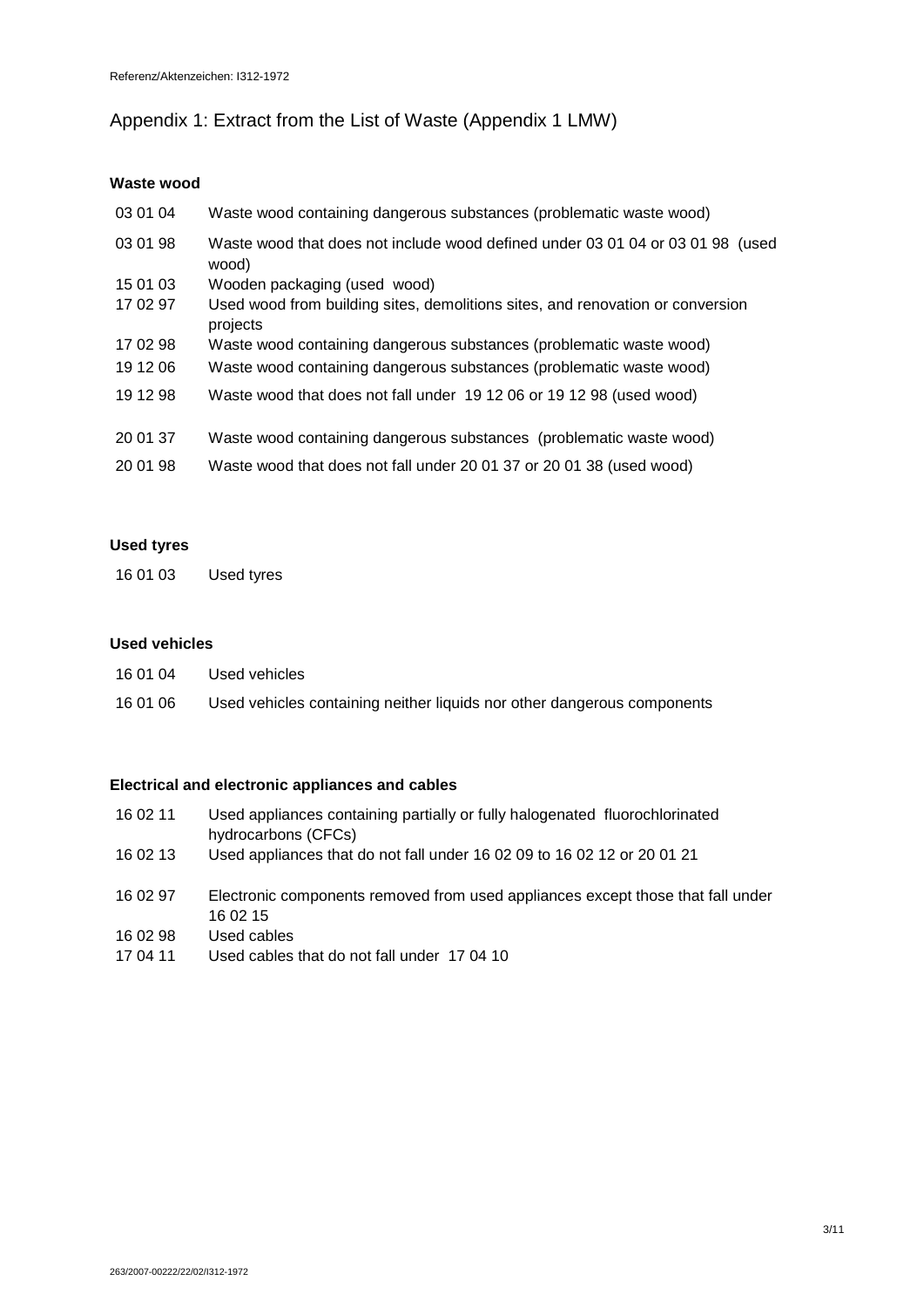## Appendix 1: Extract from the List of Waste (Appendix 1 LMW)

### Waste wood

| | |
|---|---|
| 03 01 04 | Waste wood containing dangerous substances (problematic waste wood) |
| 03 01 98 | Waste wood that does not include wood defined under 03 01 04 or 03 01 98 (used wood) |
| 15 01 03 | Wooden packaging (used wood) |
| 17 02 97 | Used wood from building sites, demolitions sites, and renovation or conversion projects |
| 17 02 98 | Waste wood containing dangerous substances (problematic waste wood) |
| 19 12 06 | Waste wood containing dangerous substances (problematic waste wood) |
| 19 12 98 | Waste wood that does not fall under 19 12 06 or 19 12 98 (used wood) |
| 20 01 37 | Waste wood containing dangerous substances (problematic waste wood) |
| 20 01 98 | Waste wood that does not fall under 20 01 37 or 20 01 38 (used wood) |

### Used tyres

| | |
|---|---|
| 16 01 03 | Used tyres |

### Used vehicles

| | |
|---|---|
| 16 01 04 | Used vehicles |
| 16 01 06 | Used vehicles containing neither liquids nor other dangerous components |

### Electrical and electronic appliances and cables

| | |
|---|---|
| 16 02 11 | Used appliances containing partially or fully halogenated fluorochlorinated hydrocarbons (CFCs) |
| 16 02 13 | Used appliances that do not fall under 16 02 09 to 16 02 12 or 20 01 21 |
| 16 02 97 | Electronic components removed from used appliances except those that fall under 16 02 15 |
| 16 02 98 | Used cables |
| 17 04 11 | Used cables that do not fall under 17 04 10 |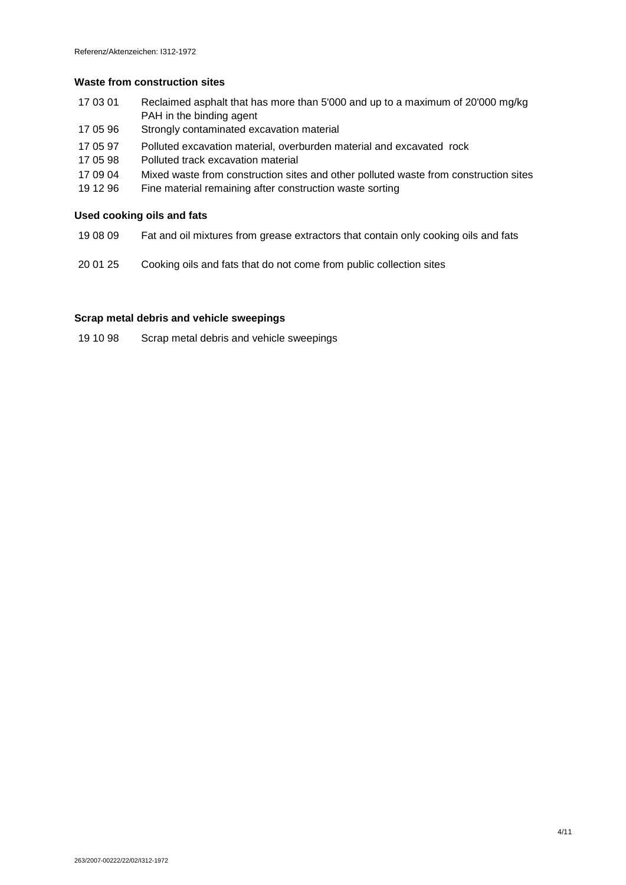**Waste from construction sites**

| | |
|---|---|
| 17 03 01 | Reclaimed asphalt that has more than 5'000 and up to a maximum of 20'000 mg/kg PAH in the binding agent |
| 17 05 96 | Strongly contaminated excavation material |
| 17 05 97 | Polluted excavation material, overburden material and excavated rock |
| 17 05 98 | Polluted track excavation material |
| 17 09 04 | Mixed waste from construction sites and other polluted waste from construction sites |
| 19 12 96 | Fine material remaining after construction waste sorting |

**Used cooking oils and fats**

| | |
|---|---|
| 19 08 09 | Fat and oil mixtures from grease extractors that contain only cooking oils and fats |
| 20 01 25 | Cooking oils and fats that do not come from public collection sites |

**Scrap metal debris and vehicle sweepings**

| | |
|---|---|
| 19 10 98 | Scrap metal debris and vehicle sweepings |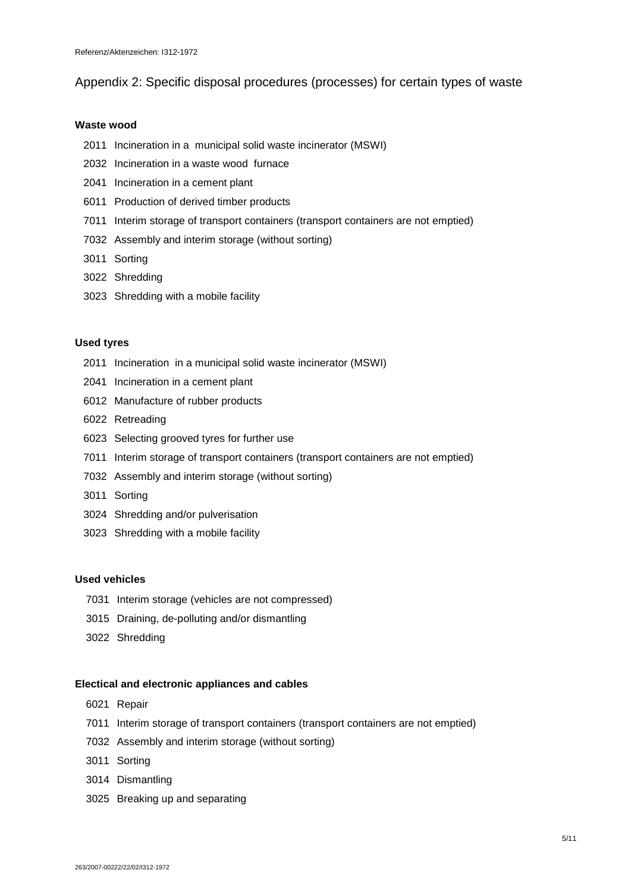## Appendix 2: Specific disposal procedures (processes) for certain types of waste

**Waste wood**

- 2011 Incineration in a municipal solid waste incinerator (MSWI)
- 2032 Incineration in a waste wood furnace
- 2041 Incineration in a cement plant
- 6011 Production of derived timber products
- 7011 Interim storage of transport containers (transport containers are not emptied)
- 7032 Assembly and interim storage (without sorting)
- 3011 Sorting
- 3022 Shredding
- 3023 Shredding with a mobile facility

**Used tyres**

- 2011 Incineration in a municipal solid waste incinerator (MSWI)
- 2041 Incineration in a cement plant
- 6012 Manufacture of rubber products
- 6022 Retreading
- 6023 Selecting grooved tyres for further use
- 7011 Interim storage of transport containers (transport containers are not emptied)
- 7032 Assembly and interim storage (without sorting)
- 3011 Sorting
- 3024 Shredding and/or pulverisation
- 3023 Shredding with a mobile facility

**Used vehicles**

- 7031 Interim storage (vehicles are not compressed)
- 3015 Draining, de-polluting and/or dismantling
- 3022 Shredding

**Electical and electronic appliances and cables**

- 6021 Repair
- 7011 Interim storage of transport containers (transport containers are not emptied)
- 7032 Assembly and interim storage (without sorting)
- 3011 Sorting
- 3014 Dismantling
- 3025 Breaking up and separating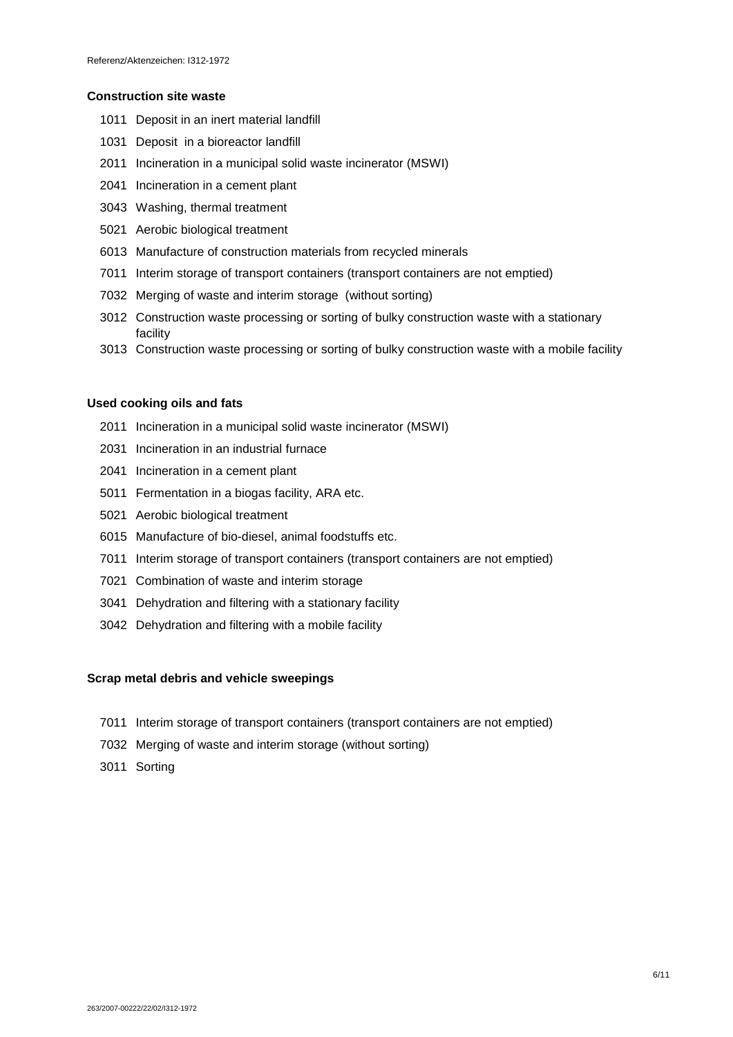**Construction site waste**

- 1011 Deposit in an inert material landfill
- 1031 Deposit in a bioreactor landfill
- 2011 Incineration in a municipal solid waste incinerator (MSWI)
- 2041 Incineration in a cement plant
- 3043 Washing, thermal treatment
- 5021 Aerobic biological treatment
- 6013 Manufacture of construction materials from recycled minerals
- 7011 Interim storage of transport containers (transport containers are not emptied)
- 7032 Merging of waste and interim storage (without sorting)
- 3012 Construction waste processing or sorting of bulky construction waste with a stationary facility
- 3013 Construction waste processing or sorting of bulky construction waste with a mobile facility

**Used cooking oils and fats**

- 2011 Incineration in a municipal solid waste incinerator (MSWI)
- 2031 Incineration in an industrial furnace
- 2041 Incineration in a cement plant
- 5011 Fermentation in a biogas facility, ARA etc.
- 5021 Aerobic biological treatment
- 6015 Manufacture of bio-diesel, animal foodstuffs etc.
- 7011 Interim storage of transport containers (transport containers are not emptied)
- 7021 Combination of waste and interim storage
- 3041 Dehydration and filtering with a stationary facility
- 3042 Dehydration and filtering with a mobile facility

**Scrap metal debris and vehicle sweepings**

- 7011 Interim storage of transport containers (transport containers are not emptied)
- 7032 Merging of waste and interim storage (without sorting)
- 3011 Sorting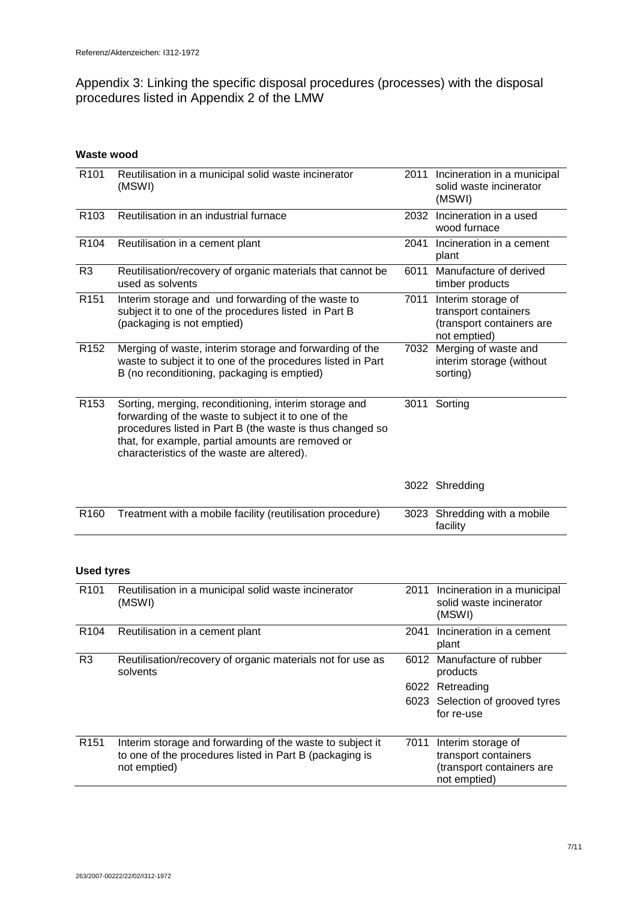Referenz/Aktenzeichen: I312-1972

## Appendix 3: Linking the specific disposal procedures (processes) with the disposal procedures listed in Appendix 2 of the LMW

### Waste wood

| | | | |
|---|---|---|---|
| R101 | Reutilisation in a municipal solid waste incinerator (MSWI) | 2011 | Incineration in a municipal solid waste incinerator (MSWI) |
| R103 | Reutilisation in an industrial furnace | 2032 | Incineration in a used wood furnace |
| R104 | Reutilisation in a cement plant | 2041 | Incineration in a cement plant |
| R3 | Reutilisation/recovery of organic materials that cannot be used as solvents | 6011 | Manufacture of derived timber products |
| R151 | Interim storage and und forwarding of the waste to subject it to one of the procedures listed in Part B (packaging is not emptied) | 7011 | Interim storage of transport containers (transport containers are not emptied) |
| R152 | Merging of waste, interim storage and forwarding of the waste to subject it to one of the procedures listed in Part B (no reconditioning, packaging is emptied) | 7032 | Merging of waste and interim storage (without sorting) |
| R153 | Sorting, merging, reconditioning, interim storage and forwarding of the waste to subject it to one of the procedures listed in Part B (the waste is thus changed so that, for example, partial amounts are removed or characteristics of the waste are altered). | 3011 | Sorting |
| | | 3022 | Shredding |
| R160 | Treatment with a mobile facility (reutilisation procedure) | 3023 | Shredding with a mobile facility |

### Used tyres

| | | | |
|---|---|---|---|
| R101 | Reutilisation in a municipal solid waste incinerator (MSWI) | 2011 | Incineration in a municipal solid waste incinerator (MSWI) |
| R104 | Reutilisation in a cement plant | 2041 | Incineration in a cement plant |
| R3 | Reutilisation/recovery of organic materials not for use as solvents | 6012 | Manufacture of rubber products |
| | | 6022 | Retreading |
| | | 6023 | Selection of grooved tyres for re-use |
| R151 | Interim storage and forwarding of the waste to subject it to one of the procedures listed in Part B (packaging is not emptied) | 7011 | Interim storage of transport containers (transport containers are not emptied) |

263/2007-00222/22/02/I312-1972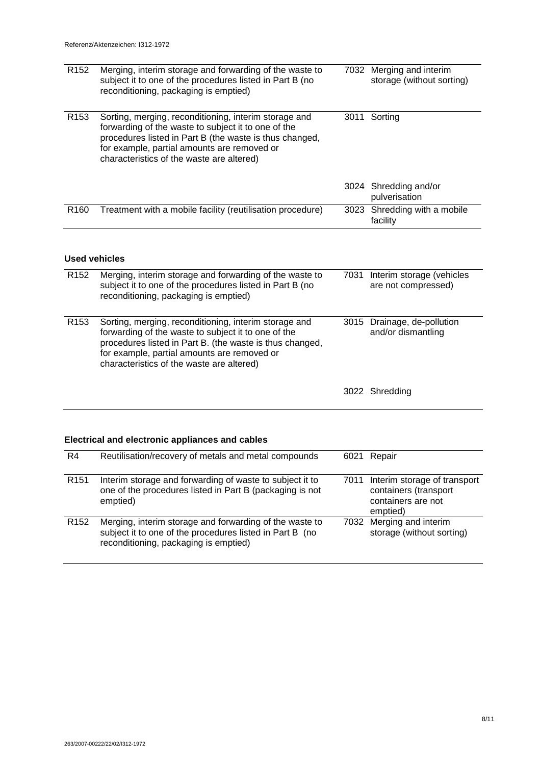| | | | |
|---|---|---|---|
| R152 | Merging, interim storage and forwarding of the waste to subject it to one of the procedures listed in Part B (no reconditioning, packaging is emptied) | 7032 | Merging and interim storage (without sorting) |
| R153 | Sorting, merging, reconditioning, interim storage and forwarding of the waste to subject it to one of the procedures listed in Part B (the waste is thus changed, for example, partial amounts are removed or characteristics of the waste are altered) | 3011 | Sorting |
| | | 3024 | Shredding and/or pulverisation |
| R160 | Treatment with a mobile facility (reutilisation procedure) | 3023 | Shredding with a mobile facility |

**Used vehicles**

| | | | |
|---|---|---|---|
| R152 | Merging, interim storage and forwarding of the waste to subject it to one of the procedures listed in Part B (no reconditioning, packaging is emptied) | 7031 | Interim storage (vehicles are not compressed) |
| R153 | Sorting, merging, reconditioning, interim storage and forwarding of the waste to subject it to one of the procedures listed in Part B. (the waste is thus changed, for example, partial amounts are removed or characteristics of the waste are altered) | 3015 | Drainage, de-pollution and/or dismantling |
| | | 3022 | Shredding |

**Electrical and electronic appliances and cables**

| | | | |
|---|---|---|---|
| R4 | Reutilisation/recovery of metals and metal compounds | 6021 | Repair |
| R151 | Interim storage and forwarding of waste to subject it to one of the procedures listed in Part B (packaging is not emptied) | 7011 | Interim storage of transport containers (transport containers are not emptied) |
| R152 | Merging, interim storage and forwarding of the waste to subject it to one of the procedures listed in Part B (no reconditioning, packaging is emptied) | 7032 | Merging and interim storage (without sorting) |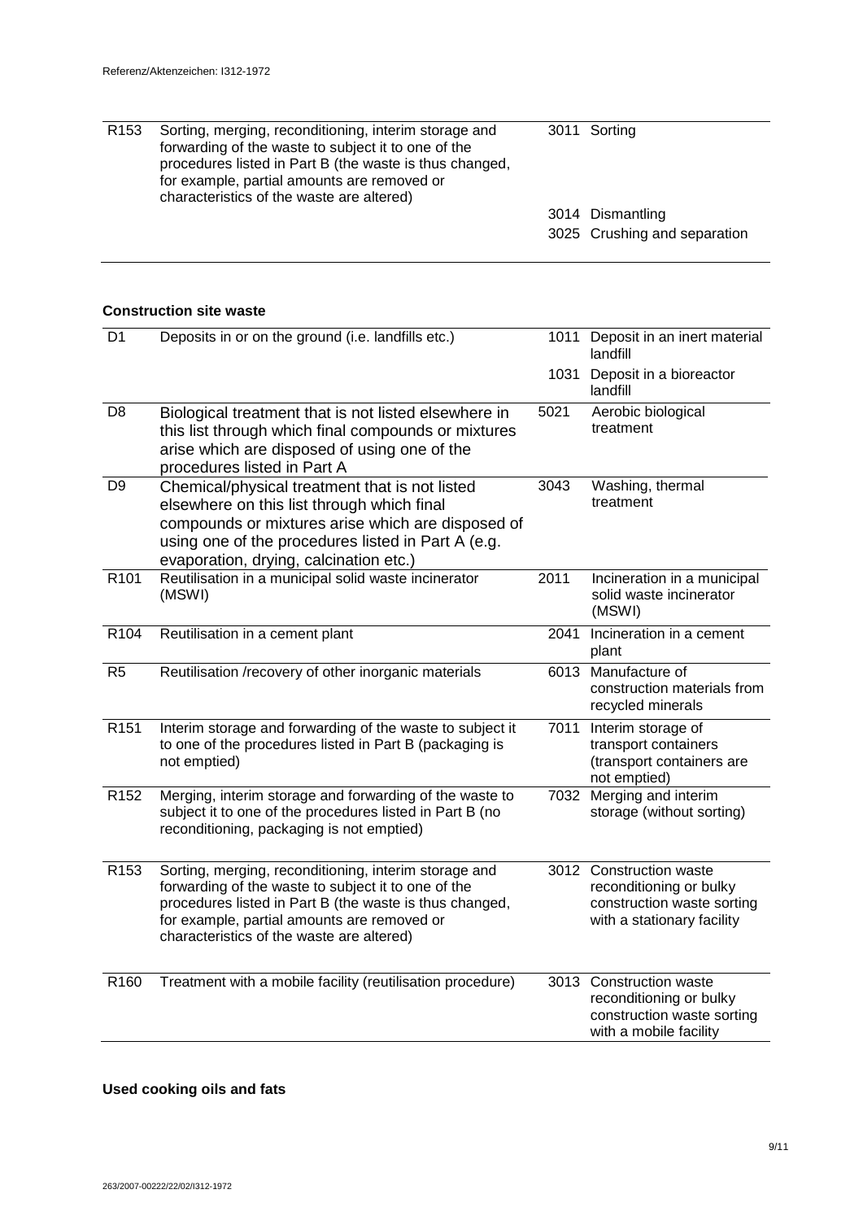| | | | |
|---|---|---|---|
| R153 | Sorting, merging, reconditioning, interim storage and forwarding of the waste to subject it to one of the procedures listed in Part B (the waste is thus changed, for example, partial amounts are removed or characteristics of the waste are altered) | 3011 | Sorting |
| | | 3014 | Dismantling |
| | | 3025 | Crushing and separation |

**Construction site waste**

| | | | |
|---|---|---|---|
| D1 | Deposits in or on the ground (i.e. landfills etc.) | 1011 | Deposit in an inert material landfill |
| | | 1031 | Deposit in a bioreactor landfill |
| D8 | Biological treatment that is not listed elsewhere in this list through which final compounds or mixtures arise which are disposed of using one of the procedures listed in Part A | 5021 | Aerobic biological treatment |
| D9 | Chemical/physical treatment that is not listed elsewhere on this list through which final compounds or mixtures arise which are disposed of using one of the procedures listed in Part A (e.g. evaporation, drying, calcination etc.) | 3043 | Washing, thermal treatment |
| R101 | Reutilisation in a municipal solid waste incinerator (MSWI) | 2011 | Incineration in a municipal solid waste incinerator (MSWI) |
| R104 | Reutilisation in a cement plant | 2041 | Incineration in a cement plant |
| R5 | Reutilisation /recovery of other inorganic materials | 6013 | Manufacture of construction materials from recycled minerals |
| R151 | Interim storage and forwarding of the waste to subject it to one of the procedures listed in Part B (packaging is not emptied) | 7011 | Interim storage of transport containers (transport containers are not emptied) |
| R152 | Merging, interim storage and forwarding of the waste to subject it to one of the procedures listed in Part B (no reconditioning, packaging is not emptied) | 7032 | Merging and interim storage (without sorting) |
| R153 | Sorting, merging, reconditioning, interim storage and forwarding of the waste to subject it to one of the procedures listed in Part B (the waste is thus changed, for example, partial amounts are removed or characteristics of the waste are altered) | 3012 | Construction waste reconditioning or bulky construction waste sorting with a stationary facility |
| R160 | Treatment with a mobile facility (reutilisation procedure) | 3013 | Construction waste reconditioning or bulky construction waste sorting with a mobile facility |

**Used cooking oils and fats**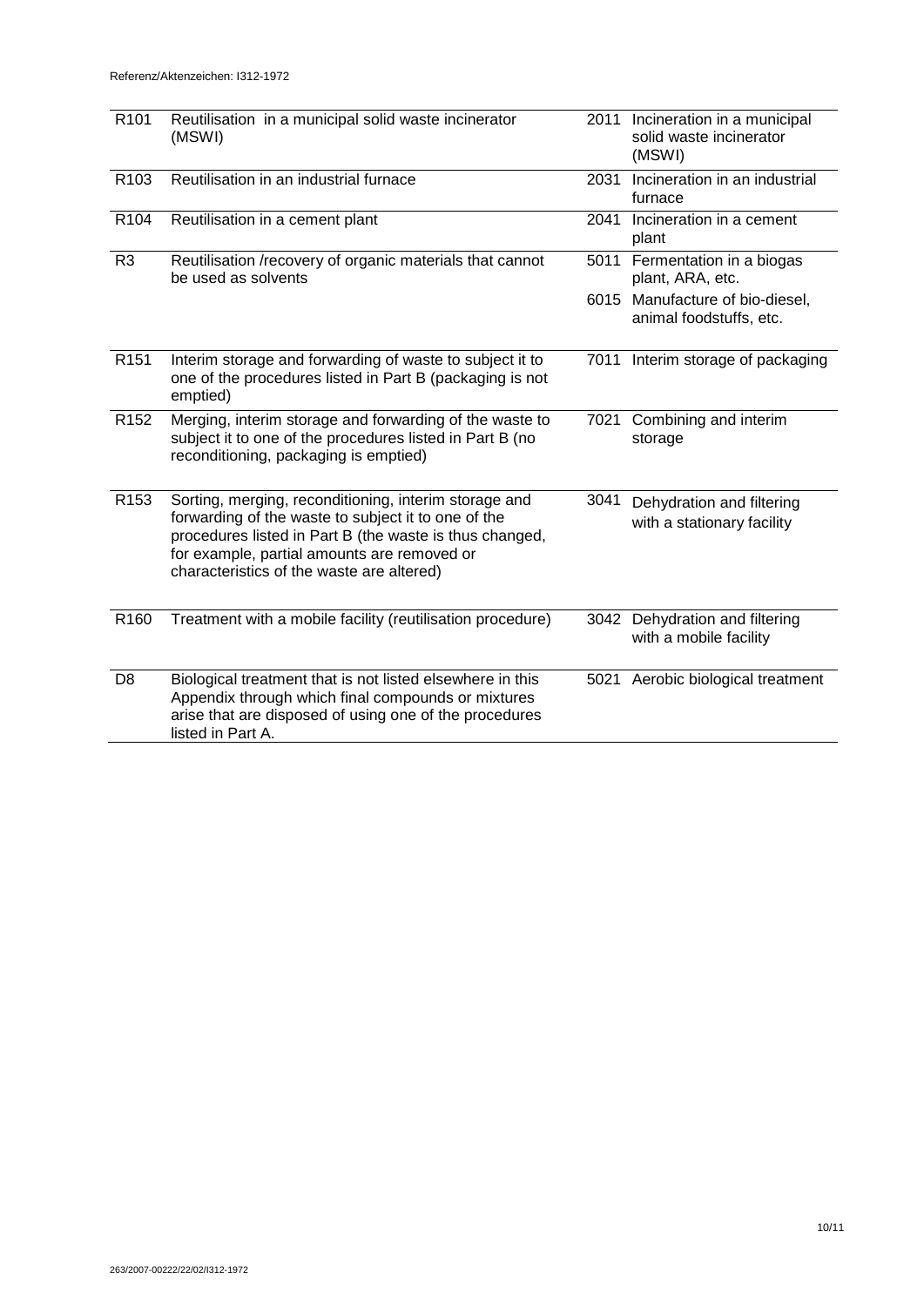| | | | |
|---|---|---|---|
| R101 | Reutilisation in a municipal solid waste incinerator (MSWI) | 2011 | Incineration in a municipal solid waste incinerator (MSWI) |
| R103 | Reutilisation in an industrial furnace | 2031 | Incineration in an industrial furnace |
| R104 | Reutilisation in a cement plant | 2041 | Incineration in a cement plant |
| R3 | Reutilisation /recovery of organic materials that cannot be used as solvents | 5011 | Fermentation in a biogas plant, ARA, etc. |
| | | 6015 | Manufacture of bio-diesel, animal foodstuffs, etc. |
| R151 | Interim storage and forwarding of waste to subject it to one of the procedures listed in Part B (packaging is not emptied) | 7011 | Interim storage of packaging |
| R152 | Merging, interim storage and forwarding of the waste to subject it to one of the procedures listed in Part B (no reconditioning, packaging is emptied) | 7021 | Combining and interim storage |
| R153 | Sorting, merging, reconditioning, interim storage and forwarding of the waste to subject it to one of the procedures listed in Part B (the waste is thus changed, for example, partial amounts are removed or characteristics of the waste are altered) | 3041 | Dehydration and filtering with a stationary facility |
| R160 | Treatment with a mobile facility (reutilisation procedure) | 3042 | Dehydration and filtering with a mobile facility |
| D8 | Biological treatment that is not listed elsewhere in this Appendix through which final compounds or mixtures arise that are disposed of using one of the procedures listed in Part A. | 5021 | Aerobic biological treatment |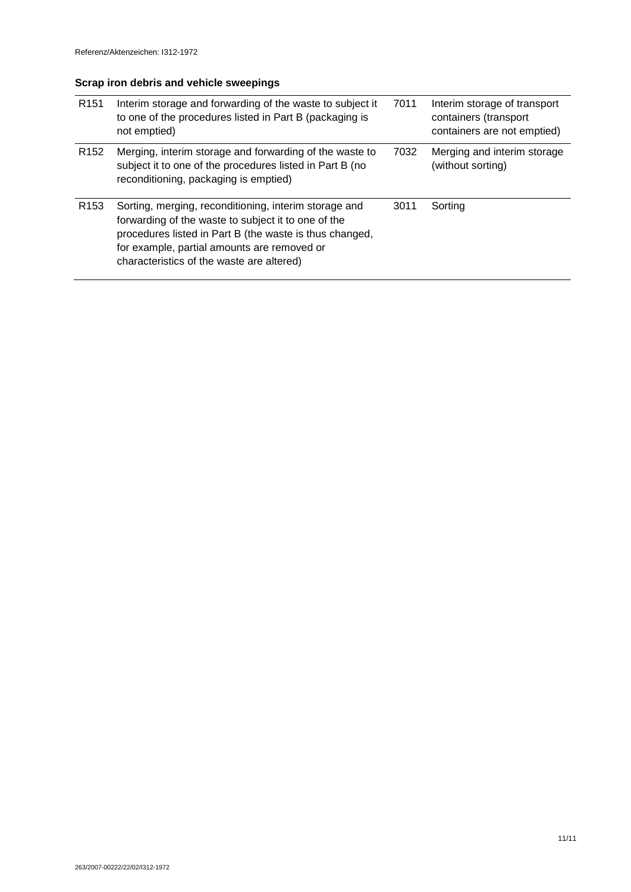### Scrap iron debris and vehicle sweepings

| | | | |
|---|---|---|---|
| R151 | Interim storage and forwarding of the waste to subject it to one of the procedures listed in Part B (packaging is not emptied) | 7011 | Interim storage of transport containers (transport containers are not emptied) |
| R152 | Merging, interim storage and forwarding of the waste to subject it to one of the procedures listed in Part B (no reconditioning, packaging is emptied) | 7032 | Merging and interim storage (without sorting) |
| R153 | Sorting, merging, reconditioning, interim storage and forwarding of the waste to subject it to one of the procedures listed in Part B (the waste is thus changed, for example, partial amounts are removed or characteristics of the waste are altered) | 3011 | Sorting |